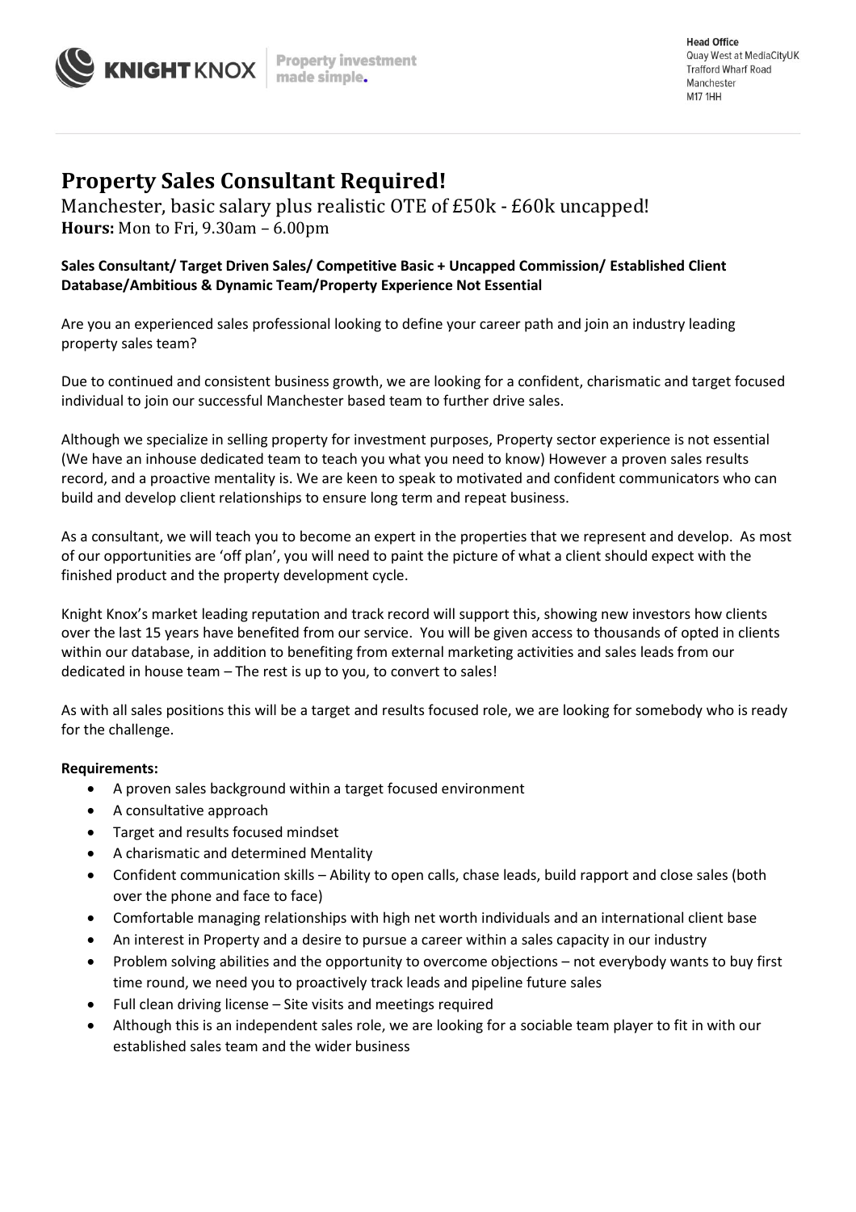KNIGHT KNOX | Property investment made simple.

**Head Office**
Quay West at MediaCityUK
Trafford Wharf Road
Manchester
M17 1HH

# Property Sales Consultant Required!

Manchester, basic salary plus realistic OTE of £50k - £60k uncapped!
**Hours:** Mon to Fri, 9.30am – 6.00pm

**Sales Consultant/ Target Driven Sales/ Competitive Basic + Uncapped Commission/ Established Client Database/Ambitious & Dynamic Team/Property Experience Not Essential**

Are you an experienced sales professional looking to define your career path and join an industry leading property sales team?

Due to continued and consistent business growth, we are looking for a confident, charismatic and target focused individual to join our successful Manchester based team to further drive sales.

Although we specialize in selling property for investment purposes, Property sector experience is not essential (We have an inhouse dedicated team to teach you what you need to know) However a proven sales results record, and a proactive mentality is. We are keen to speak to motivated and confident communicators who can build and develop client relationships to ensure long term and repeat business.

As a consultant, we will teach you to become an expert in the properties that we represent and develop. As most of our opportunities are 'off plan', you will need to paint the picture of what a client should expect with the finished product and the property development cycle.

Knight Knox's market leading reputation and track record will support this, showing new investors how clients over the last 15 years have benefited from our service. You will be given access to thousands of opted in clients within our database, in addition to benefiting from external marketing activities and sales leads from our dedicated in house team – The rest is up to you, to convert to sales!

As with all sales positions this will be a target and results focused role, we are looking for somebody who is ready for the challenge.

**Requirements:**

- A proven sales background within a target focused environment
- A consultative approach
- Target and results focused mindset
- A charismatic and determined Mentality
- Confident communication skills – Ability to open calls, chase leads, build rapport and close sales (both over the phone and face to face)
- Comfortable managing relationships with high net worth individuals and an international client base
- An interest in Property and a desire to pursue a career within a sales capacity in our industry
- Problem solving abilities and the opportunity to overcome objections – not everybody wants to buy first time round, we need you to proactively track leads and pipeline future sales
- Full clean driving license – Site visits and meetings required
- Although this is an independent sales role, we are looking for a sociable team player to fit in with our established sales team and the wider business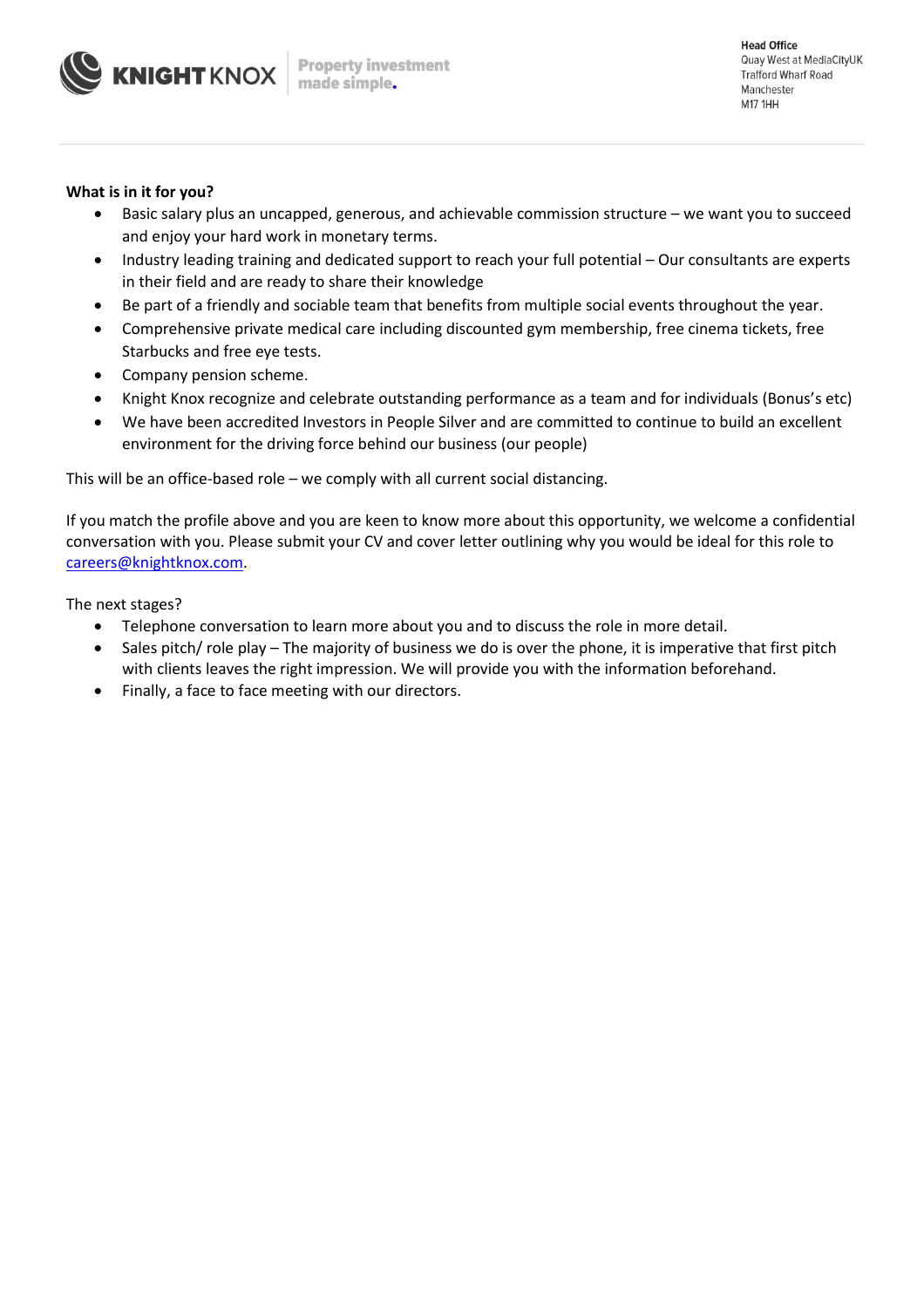**What is in it for you?**

- Basic salary plus an uncapped, generous, and achievable commission structure – we want you to succeed and enjoy your hard work in monetary terms.
- Industry leading training and dedicated support to reach your full potential – Our consultants are experts in their field and are ready to share their knowledge
- Be part of a friendly and sociable team that benefits from multiple social events throughout the year.
- Comprehensive private medical care including discounted gym membership, free cinema tickets, free Starbucks and free eye tests.
- Company pension scheme.
- Knight Knox recognize and celebrate outstanding performance as a team and for individuals (Bonus's etc)
- We have been accredited Investors in People Silver and are committed to continue to build an excellent environment for the driving force behind our business (our people)

This will be an office-based role – we comply with all current social distancing.

If you match the profile above and you are keen to know more about this opportunity, we welcome a confidential conversation with you. Please submit your CV and cover letter outlining why you would be ideal for this role to careers@knightknox.com.

The next stages?

- Telephone conversation to learn more about you and to discuss the role in more detail.
- Sales pitch/ role play – The majority of business we do is over the phone, it is imperative that first pitch with clients leaves the right impression. We will provide you with the information beforehand.
- Finally, a face to face meeting with our directors.